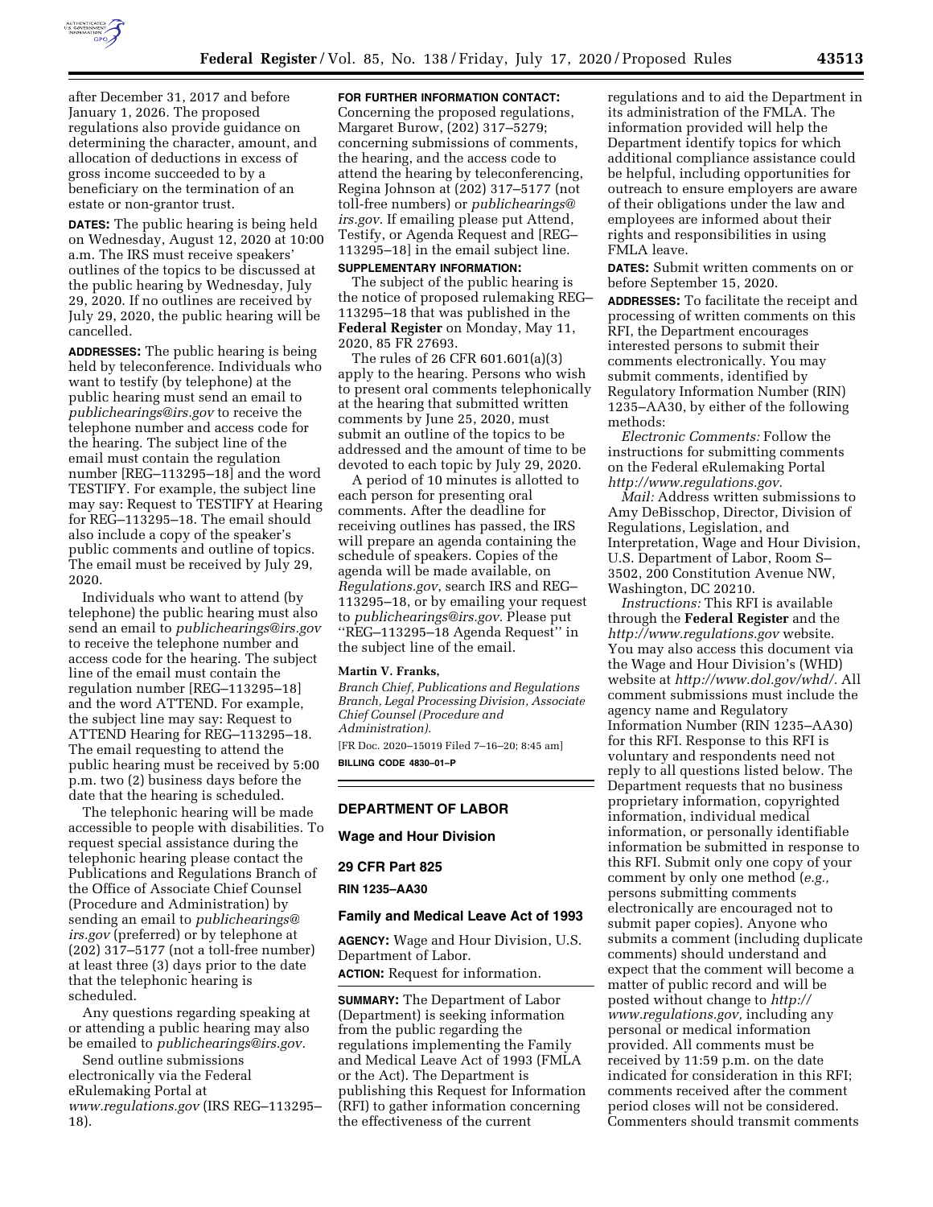after December 31, 2017 and before January 1, 2026. The proposed regulations also provide guidance on determining the character, amount, and allocation of deductions in excess of gross income succeeded to by a beneficiary on the termination of an estate or non-grantor trust.

**DATES:** The public hearing is being held on Wednesday, August 12, 2020 at 10:00 a.m. The IRS must receive speakers' outlines of the topics to be discussed at the public hearing by Wednesday, July 29, 2020. If no outlines are received by July 29, 2020, the public hearing will be cancelled.

**ADDRESSES:** The public hearing is being held by teleconference. Individuals who want to testify (by telephone) at the public hearing must send an email to *publichearings@irs.gov* to receive the telephone number and access code for the hearing. The subject line of the email must contain the regulation number [REG–113295–18] and the word TESTIFY. For example, the subject line may say: Request to TESTIFY at Hearing for REG–113295–18. The email should also include a copy of the speaker's public comments and outline of topics. The email must be received by July 29, 2020.

Individuals who want to attend (by telephone) the public hearing must also send an email to *publichearings@irs.gov* to receive the telephone number and access code for the hearing. The subject line of the email must contain the regulation number [REG–113295–18] and the word ATTEND. For example, the subject line may say: Request to ATTEND Hearing for REG–113295–18. The email requesting to attend the public hearing must be received by 5:00 p.m. two (2) business days before the date that the hearing is scheduled.

The telephonic hearing will be made accessible to people with disabilities. To request special assistance during the telephonic hearing please contact the Publications and Regulations Branch of the Office of Associate Chief Counsel (Procedure and Administration) by sending an email to *publichearings@irs.gov* (preferred) or by telephone at (202) 317–5177 (not a toll-free number) at least three (3) days prior to the date that the telephonic hearing is scheduled.

Any questions regarding speaking at or attending a public hearing may also be emailed to *publichearings@irs.gov.*

Send outline submissions electronically via the Federal eRulemaking Portal at *www.regulations.gov* (IRS REG–113295–18).

**FOR FURTHER INFORMATION CONTACT:** Concerning the proposed regulations, Margaret Burow, (202) 317–5279; concerning submissions of comments, the hearing, and the access code to attend the hearing by teleconferencing, Regina Johnson at (202) 317–5177 (not toll-free numbers) or *publichearings@irs.gov.* If emailing please put Attend, Testify, or Agenda Request and [REG–113295–18] in the email subject line.

**SUPPLEMENTARY INFORMATION:**

The subject of the public hearing is the notice of proposed rulemaking REG–113295–18 that was published in the **Federal Register** on Monday, May 11, 2020, 85 FR 27693.

The rules of 26 CFR 601.601(a)(3) apply to the hearing. Persons who wish to present oral comments telephonically at the hearing that submitted written comments by June 25, 2020, must submit an outline of the topics to be addressed and the amount of time to be devoted to each topic by July 29, 2020.

A period of 10 minutes is allotted to each person for presenting oral comments. After the deadline for receiving outlines has passed, the IRS will prepare an agenda containing the schedule of speakers. Copies of the agenda will be made available, on *Regulations.gov*, search IRS and REG–113295–18, or by emailing your request to *publichearings@irs.gov.* Please put ''REG–113295–18 Agenda Request'' in the subject line of the email.

**Martin V. Franks,**

*Branch Chief, Publications and Regulations Branch, Legal Processing Division, Associate Chief Counsel (Procedure and Administration).*

[FR Doc. 2020–15019 Filed 7–16–20; 8:45 am]

**BILLING CODE 4830–01–P**

---

## DEPARTMENT OF LABOR

### Wage and Hour Division

### 29 CFR Part 825

**RIN 1235–AA30**

### Family and Medical Leave Act of 1993

**AGENCY:** Wage and Hour Division, U.S. Department of Labor.

**ACTION:** Request for information.

**SUMMARY:** The Department of Labor (Department) is seeking information from the public regarding the regulations implementing the Family and Medical Leave Act of 1993 (FMLA or the Act). The Department is publishing this Request for Information (RFI) to gather information concerning the effectiveness of the current regulations and to aid the Department in its administration of the FMLA. The information provided will help the Department identify topics for which additional compliance assistance could be helpful, including opportunities for outreach to ensure employers are aware of their obligations under the law and employees are informed about their rights and responsibilities in using FMLA leave.

**DATES:** Submit written comments on or before September 15, 2020.

**ADDRESSES:** To facilitate the receipt and processing of written comments on this RFI, the Department encourages interested persons to submit their comments electronically. You may submit comments, identified by Regulatory Information Number (RIN) 1235–AA30, by either of the following methods:

*Electronic Comments:* Follow the instructions for submitting comments on the Federal eRulemaking Portal *http://www.regulations.gov.*

*Mail:* Address written submissions to Amy DeBisschop, Director, Division of Regulations, Legislation, and Interpretation, Wage and Hour Division, U.S. Department of Labor, Room S–3502, 200 Constitution Avenue NW, Washington, DC 20210.

*Instructions:* This RFI is available through the **Federal Register** and the *http://www.regulations.gov* website. You may also access this document via the Wage and Hour Division's (WHD) website at *http://www.dol.gov/whd/.* All comment submissions must include the agency name and Regulatory Information Number (RIN 1235–AA30) for this RFI. Response to this RFI is voluntary and respondents need not reply to all questions listed below. The Department requests that no business proprietary information, copyrighted information, individual medical information, or personally identifiable information be submitted in response to this RFI. Submit only one copy of your comment by only one method (*e.g.,* persons submitting comments electronically are encouraged not to submit paper copies). Anyone who submits a comment (including duplicate comments) should understand and expect that the comment will become a matter of public record and will be posted without change to *http://www.regulations.gov,* including any personal or medical information provided. All comments must be received by 11:59 p.m. on the date indicated for consideration in this RFI; comments received after the comment period closes will not be considered. Commenters should transmit comments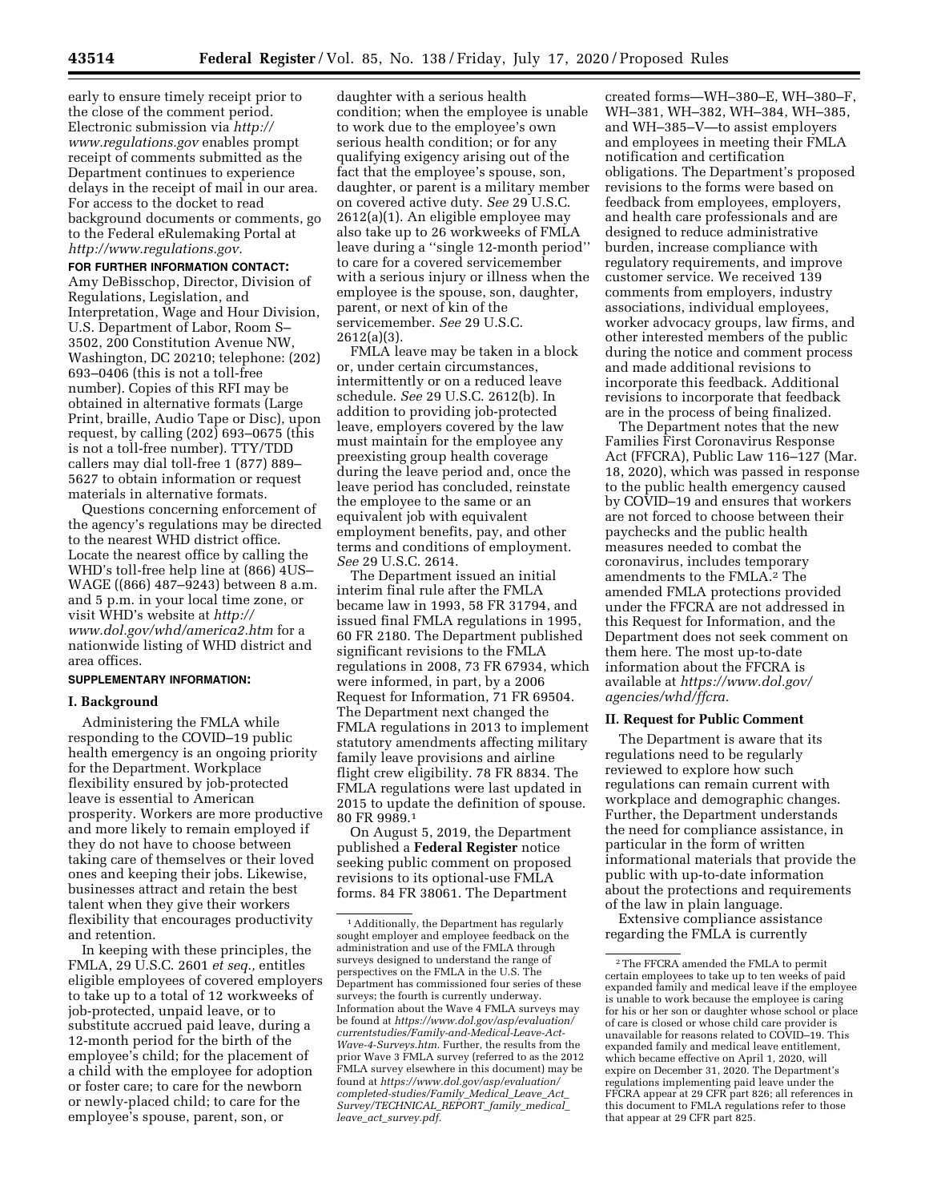early to ensure timely receipt prior to the close of the comment period. Electronic submission via *http://www.regulations.gov* enables prompt receipt of comments submitted as the Department continues to experience delays in the receipt of mail in our area. For access to the docket to read background documents or comments, go to the Federal eRulemaking Portal at *http://www.regulations.gov.*

**FOR FURTHER INFORMATION CONTACT:** Amy DeBisschop, Director, Division of Regulations, Legislation, and Interpretation, Wage and Hour Division, U.S. Department of Labor, Room S–3502, 200 Constitution Avenue NW, Washington, DC 20210; telephone: (202) 693–0406 (this is not a toll-free number). Copies of this RFI may be obtained in alternative formats (Large Print, braille, Audio Tape or Disc), upon request, by calling (202) 693–0675 (this is not a toll-free number). TTY/TDD callers may dial toll-free 1 (877) 889–5627 to obtain information or request materials in alternative formats.

Questions concerning enforcement of the agency's regulations may be directed to the nearest WHD district office. Locate the nearest office by calling the WHD's toll-free help line at (866) 4US–WAGE ((866) 487–9243) between 8 a.m. and 5 p.m. in your local time zone, or visit WHD's website at *http://www.dol.gov/whd/america2.htm* for a nationwide listing of WHD district and area offices.

**SUPPLEMENTARY INFORMATION:**

## I. Background

Administering the FMLA while responding to the COVID–19 public health emergency is an ongoing priority for the Department. Workplace flexibility ensured by job-protected leave is essential to American prosperity. Workers are more productive and more likely to remain employed if they do not have to choose between taking care of themselves or their loved ones and keeping their jobs. Likewise, businesses attract and retain the best talent when they give their workers flexibility that encourages productivity and retention.

In keeping with these principles, the FMLA, 29 U.S.C. 2601 *et seq.,* entitles eligible employees of covered employers to take up to a total of 12 workweeks of job-protected, unpaid leave, or to substitute accrued paid leave, during a 12-month period for the birth of the employee's child; for the placement of a child with the employee for adoption or foster care; to care for the newborn or newly-placed child; to care for the employee's spouse, parent, son, or daughter with a serious health condition; when the employee is unable to work due to the employee's own serious health condition; or for any qualifying exigency arising out of the fact that the employee's spouse, son, daughter, or parent is a military member on covered active duty. *See* 29 U.S.C. 2612(a)(1). An eligible employee may also take up to 26 workweeks of FMLA leave during a ''single 12-month period'' to care for a covered servicemember with a serious injury or illness when the employee is the spouse, son, daughter, parent, or next of kin of the servicemember. *See* 29 U.S.C. 2612(a)(3).

FMLA leave may be taken in a block or, under certain circumstances, intermittently or on a reduced leave schedule. *See* 29 U.S.C. 2612(b). In addition to providing job-protected leave, employers covered by the law must maintain for the employee any preexisting group health coverage during the leave period and, once the leave period has concluded, reinstate the employee to the same or an equivalent job with equivalent employment benefits, pay, and other terms and conditions of employment. *See* 29 U.S.C. 2614.

The Department issued an initial interim final rule after the FMLA became law in 1993, 58 FR 31794, and issued final FMLA regulations in 1995, 60 FR 2180. The Department published significant revisions to the FMLA regulations in 2008, 73 FR 67934, which were informed, in part, by a 2006 Request for Information, 71 FR 69504. The Department next changed the FMLA regulations in 2013 to implement statutory amendments affecting military family leave provisions and airline flight crew eligibility. 78 FR 8834. The FMLA regulations were last updated in 2015 to update the definition of spouse. 80 FR 9989.[1]

On August 5, 2019, the Department published a **Federal Register** notice seeking public comment on proposed revisions to its optional-use FMLA forms. 84 FR 38061. The Department created forms—WH–380–E, WH–380–F, WH–381, WH–382, WH–384, WH–385, and WH–385–V—to assist employers and employees in meeting their FMLA notification and certification obligations. The Department's proposed revisions to the forms were based on feedback from employees, employers, and health care professionals and are designed to reduce administrative burden, increase compliance with regulatory requirements, and improve customer service. We received 139 comments from employers, industry associations, individual employees, worker advocacy groups, law firms, and other interested members of the public during the notice and comment process and made additional revisions to incorporate this feedback. Additional revisions to incorporate that feedback are in the process of being finalized.

The Department notes that the new Families First Coronavirus Response Act (FFCRA), Public Law 116–127 (Mar. 18, 2020), which was passed in response to the public health emergency caused by COVID–19 and ensures that workers are not forced to choose between their paychecks and the public health measures needed to combat the coronavirus, includes temporary amendments to the FMLA.[2] The amended FMLA protections provided under the FFCRA are not addressed in this Request for Information, and the Department does not seek comment on them here. The most up-to-date information about the FFCRA is available at *https://www.dol.gov/agencies/whd/ffcra.*

## II. Request for Public Comment

The Department is aware that its regulations need to be regularly reviewed to explore how such regulations can remain current with workplace and demographic changes. Further, the Department understands the need for compliance assistance, in particular in the form of written informational materials that provide the public with up-to-date information about the protections and requirements of the law in plain language.

Extensive compliance assistance regarding the FMLA is currently

---

[1] Additionally, the Department has regularly sought employer and employee feedback on the administration and use of the FMLA through surveys designed to understand the range of perspectives on the FMLA in the U.S. The Department has commissioned four series of these surveys; the fourth is currently underway. Information about the Wave 4 FMLA surveys may be found at *https://www.dol.gov/asp/evaluation/currentstudies/Family-and-Medical-Leave-Act-Wave-4-Surveys.htm.* Further, the results from the prior Wave 3 FMLA survey (referred to as the 2012 FMLA survey elsewhere in this document) may be found at *https://www.dol.gov/asp/evaluation/completed-studies/Family_Medical_Leave_Act_Survey/TECHNICAL_REPORT_family_medical_leave_act_survey.pdf.*

[2] The FFCRA amended the FMLA to permit certain employees to take up to ten weeks of paid expanded family and medical leave if the employee is unable to work because the employee is caring for his or her son or daughter whose school or place of care is closed or whose child care provider is unavailable for reasons related to COVID–19. This expanded family and medical leave entitlement, which became effective on April 1, 2020, will expire on December 31, 2020. The Department's regulations implementing paid leave under the FFCRA appear at 29 CFR part 826; all references in this document to FMLA regulations refer to those that appear at 29 CFR part 825.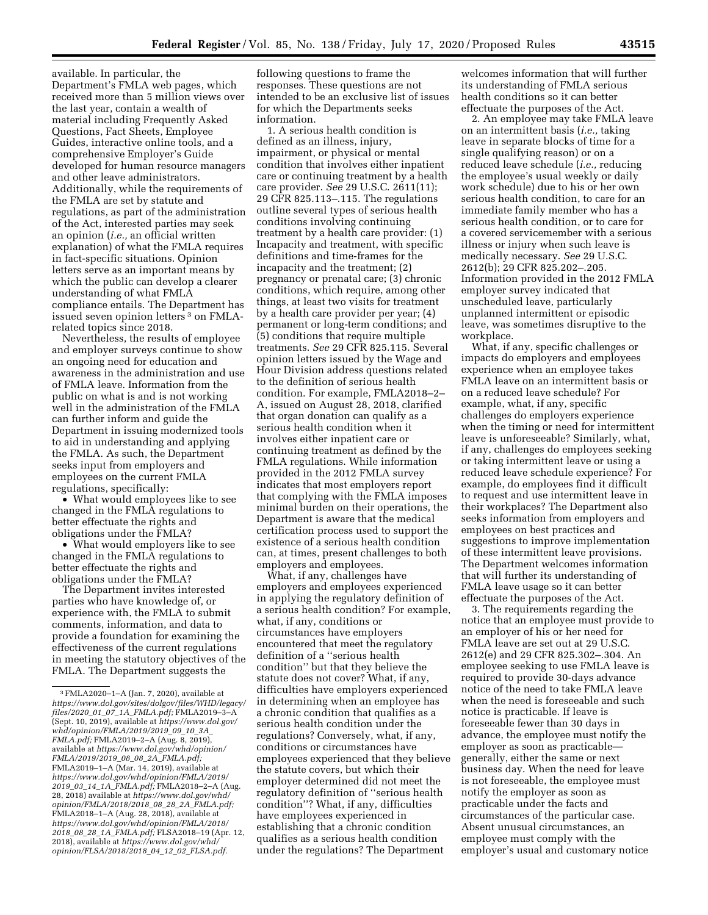available. In particular, the Department's FMLA web pages, which received more than 5 million views over the last year, contain a wealth of material including Frequently Asked Questions, Fact Sheets, Employee Guides, interactive online tools, and a comprehensive Employer's Guide developed for human resource managers and other leave administrators. Additionally, while the requirements of the FMLA are set by statute and regulations, as part of the administration of the Act, interested parties may seek an opinion (*i.e.,* an official written explanation) of what the FMLA requires in fact-specific situations. Opinion letters serve as an important means by which the public can develop a clearer understanding of what FMLA compliance entails. The Department has issued seven opinion letters [3] on FMLA-related topics since 2018.

Nevertheless, the results of employee and employer surveys continue to show an ongoing need for education and awareness in the administration and use of FMLA leave. Information from the public on what is and is not working well in the administration of the FMLA can further inform and guide the Department in issuing modernized tools to aid in understanding and applying the FMLA. As such, the Department seeks input from employers and employees on the current FMLA regulations, specifically:

- What would employees like to see changed in the FMLA regulations to better effectuate the rights and obligations under the FMLA?
- What would employers like to see changed in the FMLA regulations to better effectuate the rights and obligations under the FMLA?

The Department invites interested parties who have knowledge of, or experience with, the FMLA to submit comments, information, and data to provide a foundation for examining the effectiveness of the current regulations in meeting the statutory objectives of the FMLA. The Department suggests the following questions to frame the responses. These questions are not intended to be an exclusive list of issues for which the Departments seeks information.

1. A serious health condition is defined as an illness, injury, impairment, or physical or mental condition that involves either inpatient care or continuing treatment by a health care provider. *See* 29 U.S.C. 2611(11); 29 CFR 825.113–.115. The regulations outline several types of serious health conditions involving continuing treatment by a health care provider: (1) Incapacity and treatment, with specific definitions and time-frames for the incapacity and the treatment; (2) pregnancy or prenatal care; (3) chronic conditions, which require, among other things, at least two visits for treatment by a health care provider per year; (4) permanent or long-term conditions; and (5) conditions that require multiple treatments. *See* 29 CFR 825.115. Several opinion letters issued by the Wage and Hour Division address questions related to the definition of serious health condition. For example, FMLA2018–2–A, issued on August 28, 2018, clarified that organ donation can qualify as a serious health condition when it involves either inpatient care or continuing treatment as defined by the FMLA regulations. While information provided in the 2012 FMLA survey indicates that most employers report that complying with the FMLA imposes minimal burden on their operations, the Department is aware that the medical certification process used to support the existence of a serious health condition can, at times, present challenges to both employers and employees.

What, if any, challenges have employers and employees experienced in applying the regulatory definition of a serious health condition? For example, what, if any, conditions or circumstances have employers encountered that meet the regulatory definition of a ''serious health condition'' but that they believe the statute does not cover? What, if any, difficulties have employers experienced in determining when an employee has a chronic condition that qualifies as a serious health condition under the regulations? Conversely, what, if any, conditions or circumstances have employees experienced that they believe the statute covers, but which their employer determined did not meet the regulatory definition of ''serious health condition''? What, if any, difficulties have employees experienced in establishing that a chronic condition qualifies as a serious health condition under the regulations? The Department welcomes information that will further its understanding of FMLA serious health conditions so it can better effectuate the purposes of the Act.

2. An employee may take FMLA leave on an intermittent basis (*i.e.,* taking leave in separate blocks of time for a single qualifying reason) or on a reduced leave schedule (*i.e.,* reducing the employee's usual weekly or daily work schedule) due to his or her own serious health condition, to care for an immediate family member who has a serious health condition, or to care for a covered servicemember with a serious illness or injury when such leave is medically necessary. *See* 29 U.S.C. 2612(b); 29 CFR 825.202–.205. Information provided in the 2012 FMLA employer survey indicated that unscheduled leave, particularly unplanned intermittent or episodic leave, was sometimes disruptive to the workplace.

What, if any, specific challenges or impacts do employers and employees experience when an employee takes FMLA leave on an intermittent basis or on a reduced leave schedule? For example, what, if any, specific challenges do employers experience when the timing or need for intermittent leave is unforeseeable? Similarly, what, if any, challenges do employees seeking or taking intermittent leave or using a reduced leave schedule experience? For example, do employees find it difficult to request and use intermittent leave in their workplaces? The Department also seeks information from employers and employees on best practices and suggestions to improve implementation of these intermittent leave provisions. The Department welcomes information that will further its understanding of FMLA leave usage so it can better effectuate the purposes of the Act.

3. The requirements regarding the notice that an employee must provide to an employer of his or her need for FMLA leave are set out at 29 U.S.C. 2612(e) and 29 CFR 825.302–.304. An employee seeking to use FMLA leave is required to provide 30-days advance notice of the need to take FMLA leave when the need is foreseeable and such notice is practicable. If leave is foreseeable fewer than 30 days in advance, the employee must notify the employer as soon as practicable—generally, either the same or next business day. When the need for leave is not foreseeable, the employee must notify the employer as soon as practicable under the facts and circumstances of the particular case. Absent unusual circumstances, an employee must comply with the employer's usual and customary notice

[3] FMLA2020–1–A (Jan. 7, 2020), available at *https://www.dol.gov/sites/dolgov/files/WHD/legacy/files/2020_01_07_1A_FMLA.pdf;* FMLA2019–3–A (Sept. 10, 2019), available at *https://www.dol.gov/whd/opinion/FMLA/2019/2019_09_10_3A_FMLA.pdf;* FMLA2019–2–A (Aug. 8, 2019), available at *https://www.dol.gov/whd/opinion/FMLA/2019/2019_08_08_2A_FMLA.pdf;* FMLA2019–1–A (Mar. 14, 2019), available at *https://www.dol.gov/whd/opinion/FMLA/2019/2019_03_14_1A_FMLA.pdf;* FMLA2018–2–A (Aug. 28, 2018) available at *https://www.dol.gov/whd/opinion/FMLA/2018/2018_08_28_2A_FMLA.pdf;* FMLA2018–1–A (Aug. 28, 2018), available at *https://www.dol.gov/whd/opinion/FMLA/2018/2018_08_28_1A_FMLA.pdf;* FLSA2018–19 (Apr. 12, 2018), available at *https://www.dol.gov/whd/opinion/FLSA/2018/2018_04_12_02_FLSA.pdf.*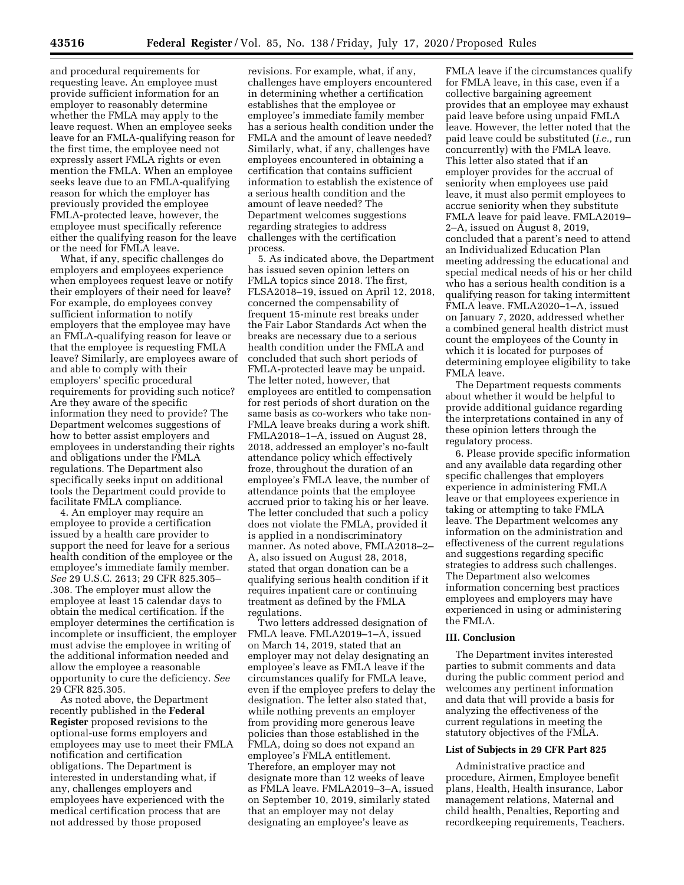and procedural requirements for requesting leave. An employee must provide sufficient information for an employer to reasonably determine whether the FMLA may apply to the leave request. When an employee seeks leave for an FMLA-qualifying reason for the first time, the employee need not expressly assert FMLA rights or even mention the FMLA. When an employee seeks leave due to an FMLA-qualifying reason for which the employer has previously provided the employee FMLA-protected leave, however, the employee must specifically reference either the qualifying reason for the leave or the need for FMLA leave.

What, if any, specific challenges do employers and employees experience when employees request leave or notify their employers of their need for leave? For example, do employees convey sufficient information to notify employers that the employee may have an FMLA-qualifying reason for leave or that the employee is requesting FMLA leave? Similarly, are employees aware of and able to comply with their employers' specific procedural requirements for providing such notice? Are they aware of the specific information they need to provide? The Department welcomes suggestions of how to better assist employers and employees in understanding their rights and obligations under the FMLA regulations. The Department also specifically seeks input on additional tools the Department could provide to facilitate FMLA compliance.

4. An employer may require an employee to provide a certification issued by a health care provider to support the need for leave for a serious health condition of the employee or the employee's immediate family member. *See* 29 U.S.C. 2613; 29 CFR 825.305–.308. The employer must allow the employee at least 15 calendar days to obtain the medical certification. If the employer determines the certification is incomplete or insufficient, the employer must advise the employee in writing of the additional information needed and allow the employee a reasonable opportunity to cure the deficiency. *See* 29 CFR 825.305.

As noted above, the Department recently published in the **Federal Register** proposed revisions to the optional-use forms employers and employees may use to meet their FMLA notification and certification obligations. The Department is interested in understanding what, if any, challenges employers and employees have experienced with the medical certification process that are not addressed by those proposed revisions. For example, what, if any, challenges have employers encountered in determining whether a certification establishes that the employee or employee's immediate family member has a serious health condition under the FMLA and the amount of leave needed? Similarly, what, if any, challenges have employees encountered in obtaining a certification that contains sufficient information to establish the existence of a serious health condition and the amount of leave needed? The Department welcomes suggestions regarding strategies to address challenges with the certification process.

5. As indicated above, the Department has issued seven opinion letters on FMLA topics since 2018. The first, FLSA2018–19, issued on April 12, 2018, concerned the compensability of frequent 15-minute rest breaks under the Fair Labor Standards Act when the breaks are necessary due to a serious health condition under the FMLA and concluded that such short periods of FMLA-protected leave may be unpaid. The letter noted, however, that employees are entitled to compensation for rest periods of short duration on the same basis as co-workers who take non-FMLA leave breaks during a work shift. FMLA2018–1–A, issued on August 28, 2018, addressed an employer's no-fault attendance policy which effectively froze, throughout the duration of an employee's FMLA leave, the number of attendance points that the employee accrued prior to taking his or her leave. The letter concluded that such a policy does not violate the FMLA, provided it is applied in a nondiscriminatory manner. As noted above, FMLA2018–2–A, also issued on August 28, 2018, stated that organ donation can be a qualifying serious health condition if it requires inpatient care or continuing treatment as defined by the FMLA regulations.

Two letters addressed designation of FMLA leave. FMLA2019–1–A, issued on March 14, 2019, stated that an employer may not delay designating an employee's leave as FMLA leave if the circumstances qualify for FMLA leave, even if the employee prefers to delay the designation. The letter also stated that, while nothing prevents an employer from providing more generous leave policies than those established in the FMLA, doing so does not expand an employee's FMLA entitlement. Therefore, an employer may not designate more than 12 weeks of leave as FMLA leave. FMLA2019–3–A, issued on September 10, 2019, similarly stated that an employer may not delay designating an employee's leave as FMLA leave if the circumstances qualify for FMLA leave, in this case, even if a collective bargaining agreement provides that an employee may exhaust paid leave before using unpaid FMLA leave. However, the letter noted that the paid leave could be substituted (*i.e.,* run concurrently) with the FMLA leave. This letter also stated that if an employer provides for the accrual of seniority when employees use paid leave, it must also permit employees to accrue seniority when they substitute FMLA leave for paid leave. FMLA2019–2–A, issued on August 8, 2019, concluded that a parent's need to attend an Individualized Education Plan meeting addressing the educational and special medical needs of his or her child who has a serious health condition is a qualifying reason for taking intermittent FMLA leave. FMLA2020–1–A, issued on January 7, 2020, addressed whether a combined general health district must count the employees of the County in which it is located for purposes of determining employee eligibility to take FMLA leave.

The Department requests comments about whether it would be helpful to provide additional guidance regarding the interpretations contained in any of these opinion letters through the regulatory process.

6. Please provide specific information and any available data regarding other specific challenges that employers experience in administering FMLA leave or that employees experience in taking or attempting to take FMLA leave. The Department welcomes any information on the administration and effectiveness of the current regulations and suggestions regarding specific strategies to address such challenges. The Department also welcomes information concerning best practices employees and employers may have experienced in using or administering the FMLA.

## III. Conclusion

The Department invites interested parties to submit comments and data during the public comment period and welcomes any pertinent information and data that will provide a basis for analyzing the effectiveness of the current regulations in meeting the statutory objectives of the FMLA.

### List of Subjects in 29 CFR Part 825

Administrative practice and procedure, Airmen, Employee benefit plans, Health, Health insurance, Labor management relations, Maternal and child health, Penalties, Reporting and recordkeeping requirements, Teachers.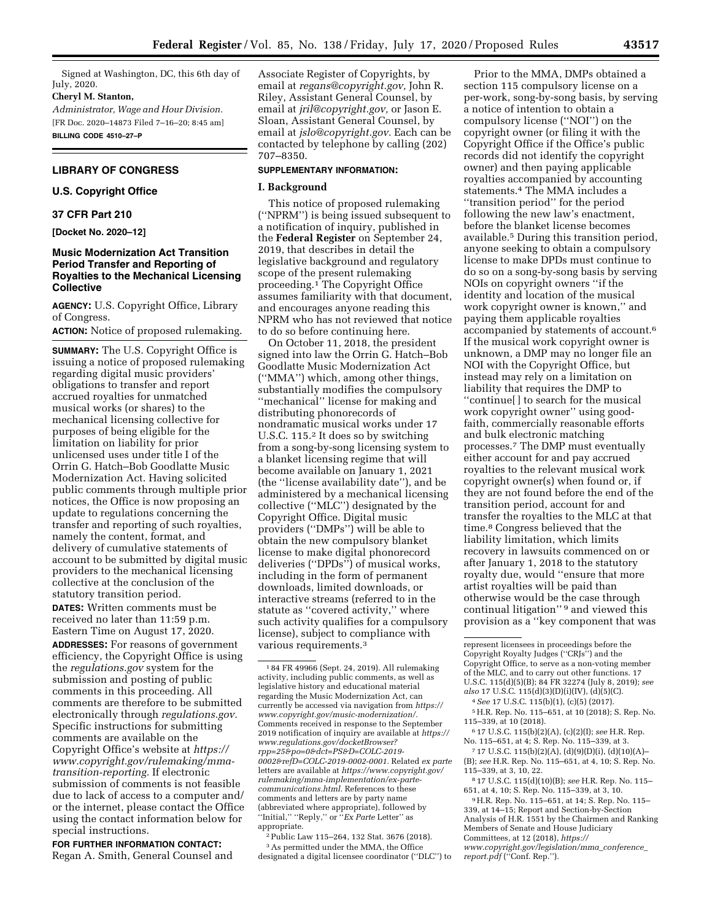Signed at Washington, DC, this 6th day of July, 2020.

**Cheryl M. Stanton,**

*Administrator, Wage and Hour Division.*

[FR Doc. 2020–14873 Filed 7–16–20; 8:45 am]

**BILLING CODE 4510–27–P**

## LIBRARY OF CONGRESS

### U.S. Copyright Office

### 37 CFR Part 210

**[Docket No. 2020–12]**

### Music Modernization Act Transition Period Transfer and Reporting of Royalties to the Mechanical Licensing Collective

**AGENCY:** U.S. Copyright Office, Library of Congress.

**ACTION:** Notice of proposed rulemaking.

**SUMMARY:** The U.S. Copyright Office is issuing a notice of proposed rulemaking regarding digital music providers' obligations to transfer and report accrued royalties for unmatched musical works (or shares) to the mechanical licensing collective for purposes of being eligible for the limitation on liability for prior unlicensed uses under title I of the Orrin G. Hatch–Bob Goodlatte Music Modernization Act. Having solicited public comments through multiple prior notices, the Office is now proposing an update to regulations concerning the transfer and reporting of such royalties, namely the content, format, and delivery of cumulative statements of account to be submitted by digital music providers to the mechanical licensing collective at the conclusion of the statutory transition period.

**DATES:** Written comments must be received no later than 11:59 p.m. Eastern Time on August 17, 2020.

**ADDRESSES:** For reasons of government efficiency, the Copyright Office is using the *regulations.gov* system for the submission and posting of public comments in this proceeding. All comments are therefore to be submitted electronically through *regulations.gov*. Specific instructions for submitting comments are available on the Copyright Office's website at *https://www.copyright.gov/rulemaking/mma-transition-reporting*. If electronic submission of comments is not feasible due to lack of access to a computer and/or the internet, please contact the Office using the contact information below for special instructions.

**FOR FURTHER INFORMATION CONTACT:** Regan A. Smith, General Counsel and Associate Register of Copyrights, by email at *regans@copyright.gov*, John R. Riley, Assistant General Counsel, by email at *jril@copyright.gov*, or Jason E. Sloan, Assistant General Counsel, by email at *jslo@copyright.gov*. Each can be contacted by telephone by calling (202) 707–8350.

**SUPPLEMENTARY INFORMATION:**

**I. Background**

This notice of proposed rulemaking (''NPRM'') is being issued subsequent to a notification of inquiry, published in the **Federal Register** on September 24, 2019, that describes in detail the legislative background and regulatory scope of the present rulemaking proceeding.[1] The Copyright Office assumes familiarity with that document, and encourages anyone reading this NPRM who has not reviewed that notice to do so before continuing here.

On October 11, 2018, the president signed into law the Orrin G. Hatch–Bob Goodlatte Music Modernization Act (''MMA'') which, among other things, substantially modifies the compulsory ''mechanical'' license for making and distributing phonorecords of nondramatic musical works under 17 U.S.C. 115.[2] It does so by switching from a song-by-song licensing system to a blanket licensing regime that will become available on January 1, 2021 (the ''license availability date''), and be administered by a mechanical licensing collective (''MLC'') designated by the Copyright Office. Digital music providers (''DMPs'') will be able to obtain the new compulsory blanket license to make digital phonorecord deliveries (''DPDs'') of musical works, including in the form of permanent downloads, limited downloads, or interactive streams (referred to in the statute as ''covered activity,'' where such activity qualifies for a compulsory license), subject to compliance with various requirements.[3]

Prior to the MMA, DMPs obtained a section 115 compulsory license on a per-work, song-by-song basis, by serving a notice of intention to obtain a compulsory license (''NOI'') on the copyright owner (or filing it with the Copyright Office if the Office's public records did not identify the copyright owner) and then paying applicable royalties accompanied by accounting statements.[4] The MMA includes a ''transition period'' for the period following the new law's enactment, before the blanket license becomes available.[5] During this transition period, anyone seeking to obtain a compulsory license to make DPDs must continue to do so on a song-by-song basis by serving NOIs on copyright owners ''if the identity and location of the musical work copyright owner is known,'' and paying them applicable royalties accompanied by statements of account.[6] If the musical work copyright owner is unknown, a DMP may no longer file an NOI with the Copyright Office, but instead may rely on a limitation on liability that requires the DMP to ''continue[ ] to search for the musical work copyright owner'' using good-faith, commercially reasonable efforts and bulk electronic matching processes.[7] The DMP must eventually either account for and pay accrued royalties to the relevant musical work copyright owner(s) when found or, if they are not found before the end of the transition period, account for and transfer the royalties to the MLC at that time.[8] Congress believed that the liability limitation, which limits recovery in lawsuits commenced on or after January 1, 2018 to the statutory royalty due, would ''ensure that more artist royalties will be paid than otherwise would be the case through continual litigation'' [9] and viewed this provision as a ''key component that was

---

[1] 84 FR 49966 (Sept. 24, 2019). All rulemaking activity, including public comments, as well as legislative history and educational material regarding the Music Modernization Act, can currently be accessed via navigation from *https://www.copyright.gov/music-modernization/*. Comments received in response to the September 2019 notification of inquiry are available at *https://www.regulations.gov/docketBrowser?rpp=25&po=0&dct=PS&D=COLC-2019-0002&refD=COLC-2019-0002-0001*. Related *ex parte* letters are available at *https://www.copyright.gov/rulemaking/mma-implementation/ex-parte-communications.html*. References to these comments and letters are by party name (abbreviated where appropriate), followed by ''Initial,'' ''Reply,'' or ''*Ex Parte* Letter'' as appropriate.

[2] Public Law 115–264, 132 Stat. 3676 (2018).

[3] As permitted under the MMA, the Office designated a digital licensee coordinator (''DLC'') to represent licensees in proceedings before the Copyright Royalty Judges (''CRJs'') and the Copyright Office, to serve as a non-voting member of the MLC, and to carry out other functions. 17 U.S.C. 115(d)(5)(B); 84 FR 32274 (July 8, 2019); *see also* 17 U.S.C. 115(d)(3)(D)(i)(IV), (d)(5)(C).

[4] *See* 17 U.S.C. 115(b)(1), (c)(5) (2017).

[5] H.R. Rep. No. 115–651, at 10 (2018); S. Rep. No. 115–339, at 10 (2018).

[6] 17 U.S.C. 115(b)(2)(A), (c)(2)(I); *see* H.R. Rep. No. 115–651, at 4; S. Rep. No. 115–339, at 3.

[7] 17 U.S.C. 115(b)(2)(A), (d)(9)(D)(i), (d)(10)(A)–(B); *see* H.R. Rep. No. 115–651, at 4, 10; S. Rep. No. 115–339, at 3, 10, 22.

[8] 17 U.S.C. 115(d)(10)(B); *see* H.R. Rep. No. 115–651, at 4, 10; S. Rep. No. 115–339, at 3, 10.

[9] H.R. Rep. No. 115–651, at 14; S. Rep. No. 115–339, at 14–15; Report and Section-by-Section Analysis of H.R. 1551 by the Chairmen and Ranking Members of Senate and House Judiciary Committees, at 12 (2018), *https://www.copyright.gov/legislation/mma_conference_report.pdf* (''Conf. Rep.'').